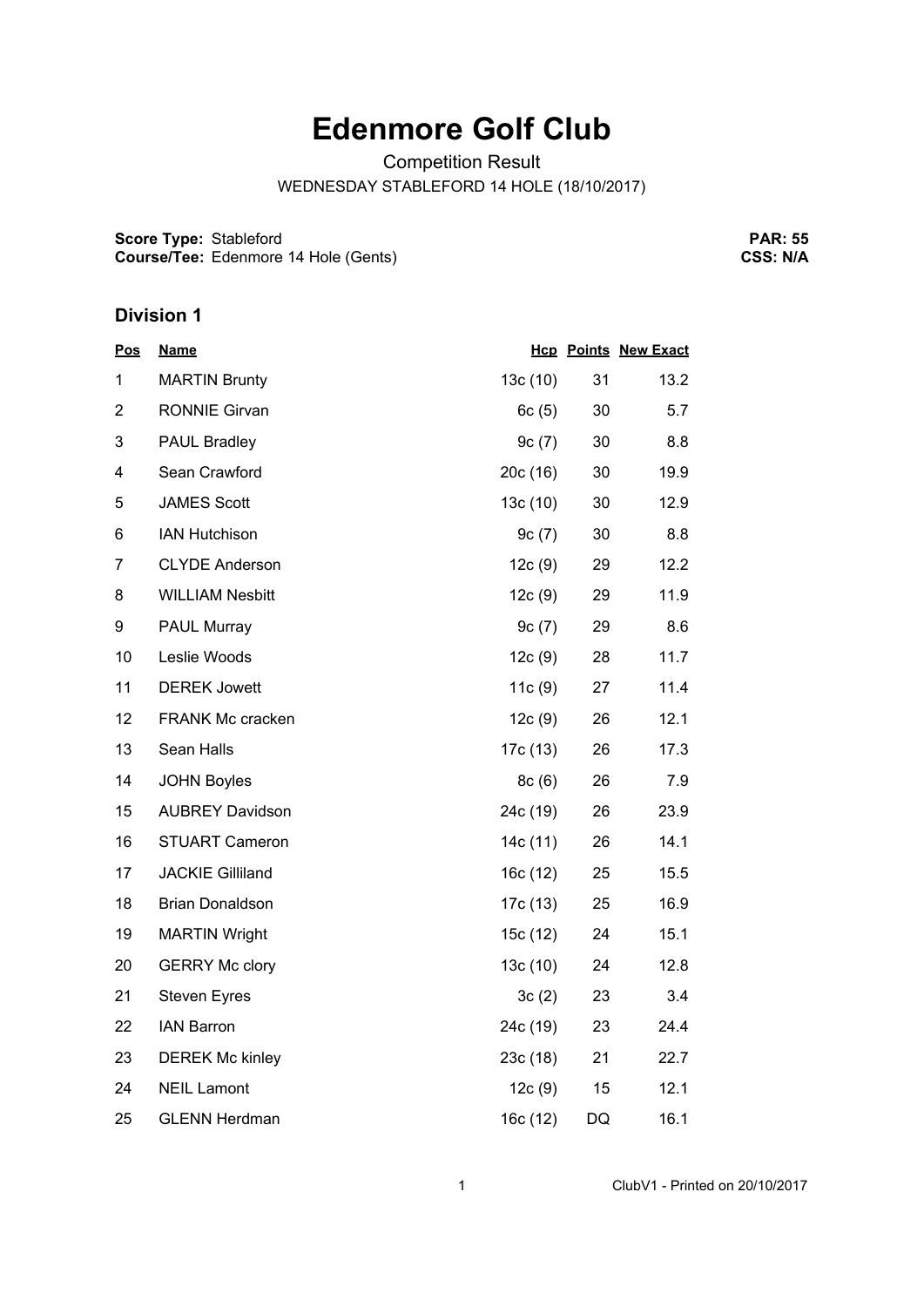# Edenmore Golf Club

Competition Result

WEDNESDAY STABLEFORD 14 HOLE (18/10/2017)

**Score Type:** Stableford
**Course/Tee:** Edenmore 14 Hole (Gents)

**PAR: 55**
**CSS: N/A**

## Division 1

| Pos | Name | Hcp | Points | New Exact |
|---|---|---|---|---|
| 1 | MARTIN Brunty | 13c (10) | 31 | 13.2 |
| 2 | RONNIE Girvan | 6c (5) | 30 | 5.7 |
| 3 | PAUL Bradley | 9c (7) | 30 | 8.8 |
| 4 | Sean Crawford | 20c (16) | 30 | 19.9 |
| 5 | JAMES Scott | 13c (10) | 30 | 12.9 |
| 6 | IAN Hutchison | 9c (7) | 30 | 8.8 |
| 7 | CLYDE Anderson | 12c (9) | 29 | 12.2 |
| 8 | WILLIAM Nesbitt | 12c (9) | 29 | 11.9 |
| 9 | PAUL Murray | 9c (7) | 29 | 8.6 |
| 10 | Leslie Woods | 12c (9) | 28 | 11.7 |
| 11 | DEREK Jowett | 11c (9) | 27 | 11.4 |
| 12 | FRANK Mc cracken | 12c (9) | 26 | 12.1 |
| 13 | Sean Halls | 17c (13) | 26 | 17.3 |
| 14 | JOHN Boyles | 8c (6) | 26 | 7.9 |
| 15 | AUBREY Davidson | 24c (19) | 26 | 23.9 |
| 16 | STUART Cameron | 14c (11) | 26 | 14.1 |
| 17 | JACKIE Gilliland | 16c (12) | 25 | 15.5 |
| 18 | Brian Donaldson | 17c (13) | 25 | 16.9 |
| 19 | MARTIN Wright | 15c (12) | 24 | 15.1 |
| 20 | GERRY Mc clory | 13c (10) | 24 | 12.8 |
| 21 | Steven Eyres | 3c (2) | 23 | 3.4 |
| 22 | IAN Barron | 24c (19) | 23 | 24.4 |
| 23 | DEREK Mc kinley | 23c (18) | 21 | 22.7 |
| 24 | NEIL Lamont | 12c (9) | 15 | 12.1 |
| 25 | GLENN Herdman | 16c (12) | DQ | 16.1 |

ClubV1 - Printed on 20/10/2017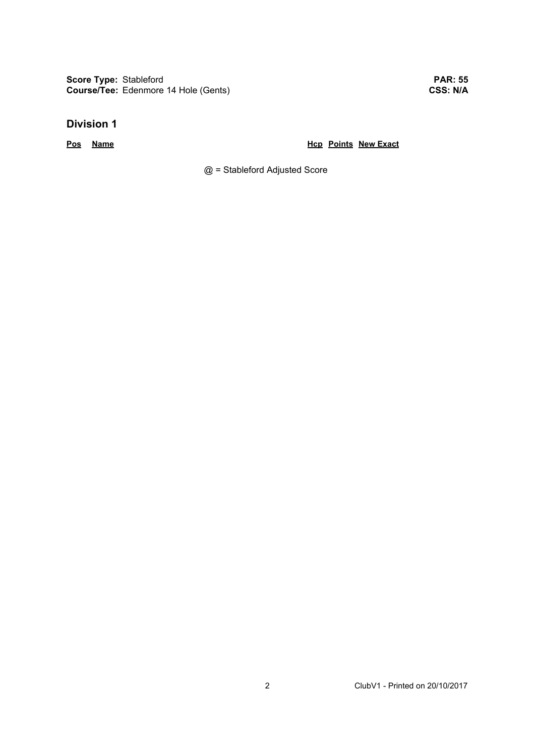**Score Type:** Stableford **PAR: 55**
**Course/Tee:** Edenmore 14 Hole (Gents) **CSS: N/A**

## Division 1

| Pos | Name | Hcp | Points | New Exact |
| --- | --- | --- | --- | --- |

@ = Stableford Adjusted Score

ClubV1 - Printed on 20/10/2017